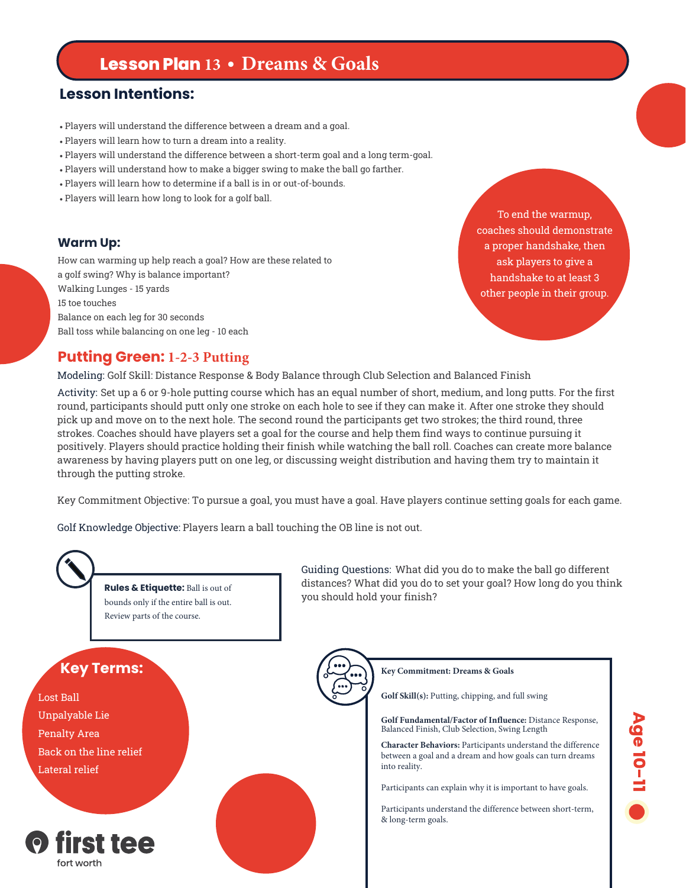# Lesson Plan 13 • Dreams & Goals

## Lesson Intentions:

- Players will understand the difference between a dream and a goal.
- Players will learn how to turn a dream into a reality.
- Players will understand the difference between a short-term goal and a long term-goal.
- Players will understand how to make a bigger swing to make the ball go farther.
- Players will learn how to determine if a ball is in or out-of-bounds.
- Players will learn how long to look for a golf ball.

### Warm Up:

How can warming up help reach a goal? How are these related to a golf swing? Why is balance important?
Walking Lunges - 15 yards
15 toe touches
Balance on each leg for 30 seconds
Ball toss while balancing on one leg - 10 each

To end the warmup, coaches should demonstrate a proper handshake, then ask players to give a handshake to at least 3 other people in their group.

## Putting Green: 1-2-3 Putting

Modeling: Golf Skill: Distance Response & Body Balance through Club Selection and Balanced Finish

Activity: Set up a 6 or 9-hole putting course which has an equal number of short, medium, and long putts. For the first round, participants should putt only one stroke on each hole to see if they can make it. After one stroke they should pick up and move on to the next hole. The second round the participants get two strokes; the third round, three strokes. Coaches should have players set a goal for the course and help them find ways to continue pursuing it positively. Players should practice holding their finish while watching the ball roll. Coaches can create more balance awareness by having players putt on one leg, or discussing weight distribution and having them try to maintain it through the putting stroke.

Key Commitment Objective: To pursue a goal, you must have a goal. Have players continue setting goals for each game.

Golf Knowledge Objective: Players learn a ball touching the OB line is not out.

**Rules & Etiquette:** Ball is out of bounds only if the entire ball is out. Review parts of the course.

Guiding Questions: What did you do to make the ball go different distances? What did you do to set your goal? How long do you think you should hold your finish?

### Key Terms:

- Lost Ball
- Unplayable Lie
- Penalty Area
- Back on the line relief
- Lateral relief

**Key Commitment: Dreams & Goals**

**Golf Skill(s):** Putting, chipping, and full swing

**Golf Fundamental/Factor of Influence:** Distance Response, Balanced Finish, Club Selection, Swing Length

**Character Behaviors:** Participants understand the difference between a goal and a dream and how goals can turn dreams into reality.

Participants can explain why it is important to have goals.

Participants understand the difference between short-term, & long-term goals.

Age 10–11

first tee fort worth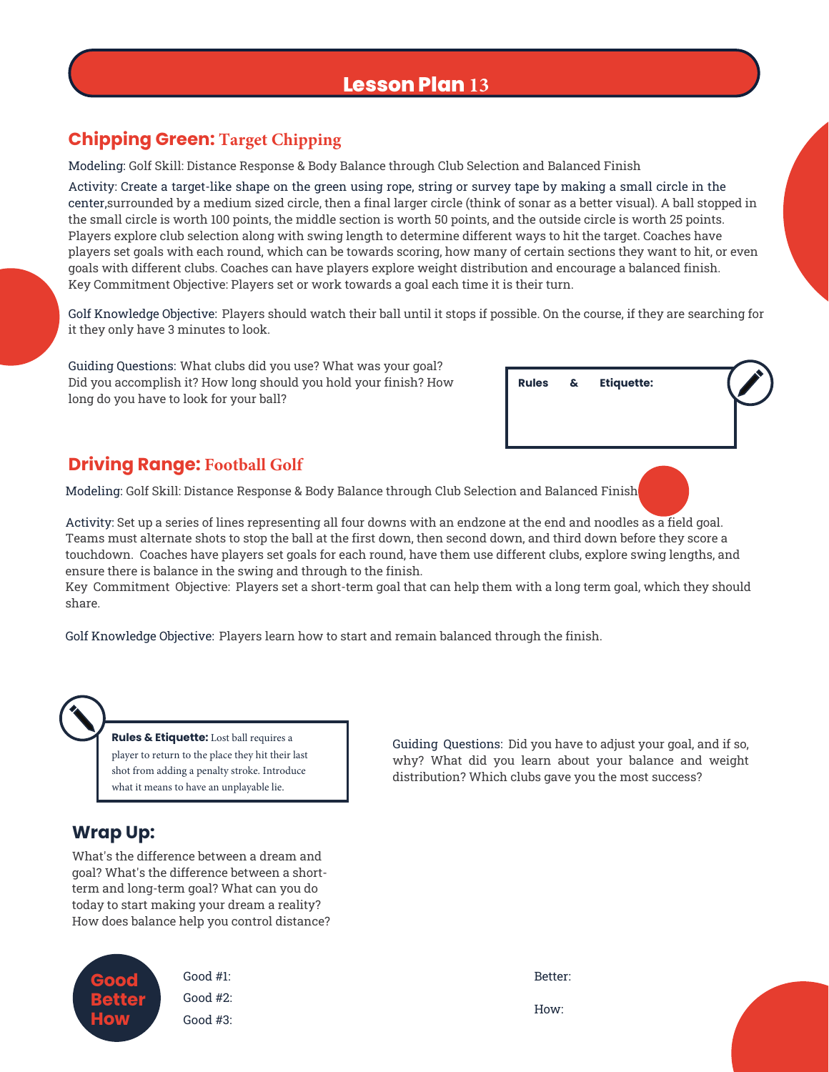# Lesson Plan 13

## Chipping Green: Target Chipping

Modeling: Golf Skill: Distance Response & Body Balance through Club Selection and Balanced Finish

Activity: Create a target-like shape on the green using rope, string or survey tape by making a small circle in the center,surrounded by a medium sized circle, then a final larger circle (think of sonar as a better visual). A ball stopped in the small circle is worth 100 points, the middle section is worth 50 points, and the outside circle is worth 25 points. Players explore club selection along with swing length to determine different ways to hit the target. Coaches have players set goals with each round, which can be towards scoring, how many of certain sections they want to hit, or even goals with different clubs. Coaches can have players explore weight distribution and encourage a balanced finish.
Key Commitment Objective: Players set or work towards a goal each time it is their turn.

Golf Knowledge Objective: Players should watch their ball until it stops if possible. On the course, if they are searching for it they only have 3 minutes to look.

Guiding Questions: What clubs did you use? What was your goal? Did you accomplish it? How long should you hold your finish? How long do you have to look for your ball?

**Rules & Etiquette:**

## Driving Range: Football Golf

Modeling: Golf Skill: Distance Response & Body Balance through Club Selection and Balanced Finish

Activity: Set up a series of lines representing all four downs with an endzone at the end and noodles as a field goal. Teams must alternate shots to stop the ball at the first down, then second down, and third down before they score a touchdown. Coaches have players set goals for each round, have them use different clubs, explore swing lengths, and ensure there is balance in the swing and through to the finish.
Key Commitment Objective: Players set a short-term goal that can help them with a long term goal, which they should share.

Golf Knowledge Objective: Players learn how to start and remain balanced through the finish.

**Rules & Etiquette:** Lost ball requires a player to return to the place they hit their last shot from adding a penalty stroke. Introduce what it means to have an unplayable lie.

Guiding Questions: Did you have to adjust your goal, and if so, why? What did you learn about your balance and weight distribution? Which clubs gave you the most success?

## Wrap Up:

What's the difference between a dream and goal? What's the difference between a short-term and long-term goal? What can you do today to start making your dream a reality? How does balance help you control distance?

**Good Better How**

Good #1:

Good #2:

Good #3:

Better:

How: